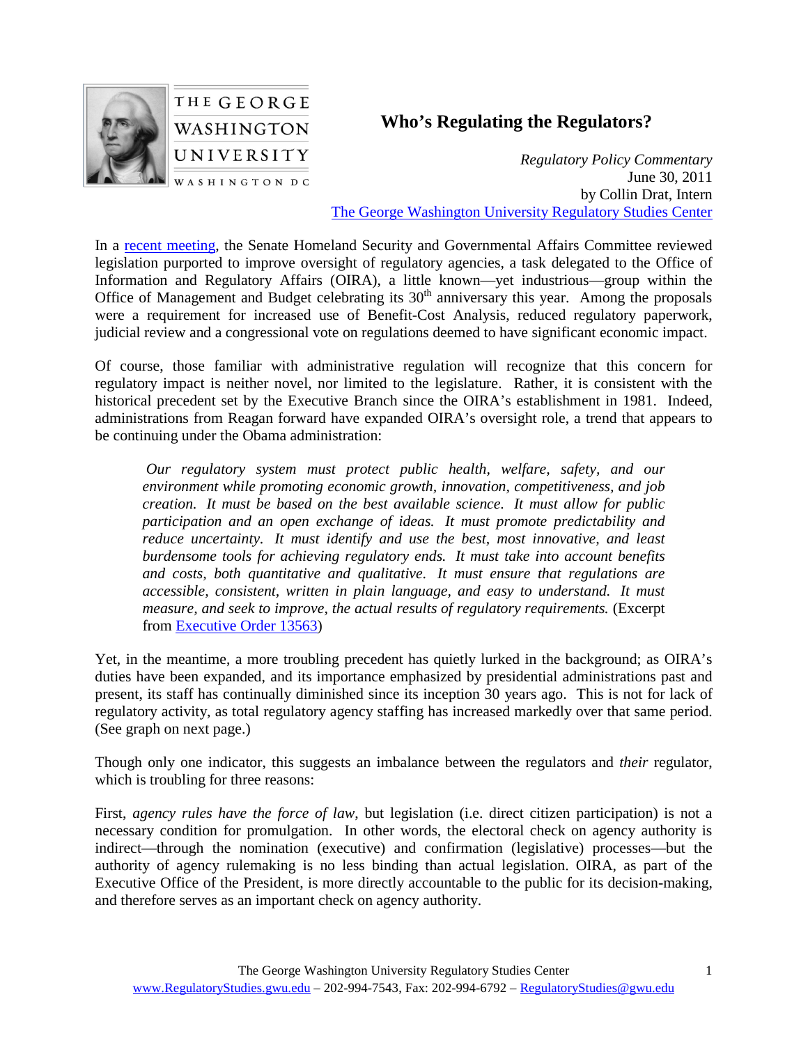# Who's Regulating the Regulators?

*Regulatory Policy Commentary*
June 30, 2011
by Collin Drat, Intern
The George Washington University Regulatory Studies Center

In a recent meeting, the Senate Homeland Security and Governmental Affairs Committee reviewed legislation purported to improve oversight of regulatory agencies, a task delegated to the Office of Information and Regulatory Affairs (OIRA), a little known—yet industrious—group within the Office of Management and Budget celebrating its 30th anniversary this year. Among the proposals were a requirement for increased use of Benefit-Cost Analysis, reduced regulatory paperwork, judicial review and a congressional vote on regulations deemed to have significant economic impact.

Of course, those familiar with administrative regulation will recognize that this concern for regulatory impact is neither novel, nor limited to the legislature. Rather, it is consistent with the historical precedent set by the Executive Branch since the OIRA's establishment in 1981. Indeed, administrations from Reagan forward have expanded OIRA's oversight role, a trend that appears to be continuing under the Obama administration:

> *Our regulatory system must protect public health, welfare, safety, and our environment while promoting economic growth, innovation, competitiveness, and job creation. It must be based on the best available science. It must allow for public participation and an open exchange of ideas. It must promote predictability and reduce uncertainty. It must identify and use the best, most innovative, and least burdensome tools for achieving regulatory ends. It must take into account benefits and costs, both quantitative and qualitative. It must ensure that regulations are accessible, consistent, written in plain language, and easy to understand. It must measure, and seek to improve, the actual results of regulatory requirements.* (Excerpt from Executive Order 13563)

Yet, in the meantime, a more troubling precedent has quietly lurked in the background; as OIRA's duties have been expanded, and its importance emphasized by presidential administrations past and present, its staff has continually diminished since its inception 30 years ago. This is not for lack of regulatory activity, as total regulatory agency staffing has increased markedly over that same period. (See graph on next page.)

Though only one indicator, this suggests an imbalance between the regulators and *their* regulator, which is troubling for three reasons:

First, *agency rules have the force of law*, but legislation (i.e. direct citizen participation) is not a necessary condition for promulgation. In other words, the electoral check on agency authority is indirect—through the nomination (executive) and confirmation (legislative) processes—but the authority of agency rulemaking is no less binding than actual legislation. OIRA, as part of the Executive Office of the President, is more directly accountable to the public for its decision-making, and therefore serves as an important check on agency authority.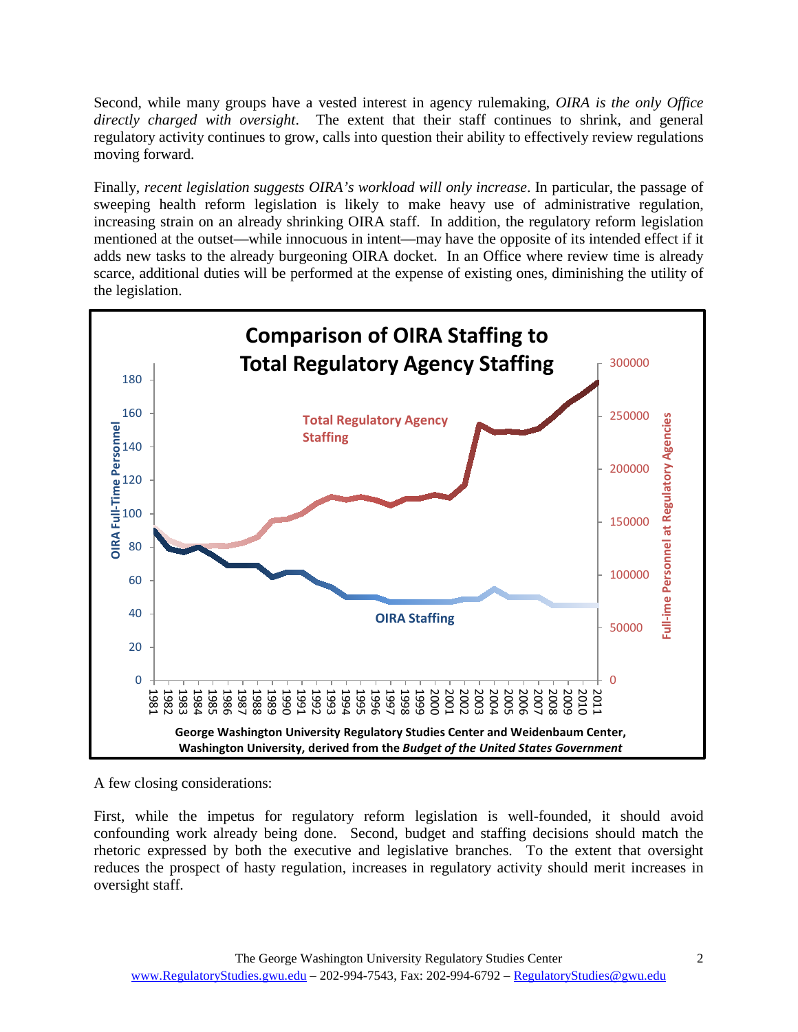Second, while many groups have a vested interest in agency rulemaking, *OIRA is the only Office directly charged with oversight*. The extent that their staff continues to shrink, and general regulatory activity continues to grow, calls into question their ability to effectively review regulations moving forward.

Finally, *recent legislation suggests OIRA's workload will only increase*. In particular, the passage of sweeping health reform legislation is likely to make heavy use of administrative regulation, increasing strain on an already shrinking OIRA staff. In addition, the regulatory reform legislation mentioned at the outset—while innocuous in intent—may have the opposite of its intended effect if it adds new tasks to the already burgeoning OIRA docket. In an Office where review time is already scarce, additional duties will be performed at the expense of existing ones, diminishing the utility of the legislation.

**Comparison of OIRA Staffing to Total Regulatory Agency Staffing**

George Washington University Regulatory Studies Center and Weidenbaum Center, Washington University, derived from the *Budget of the United States Government*

A few closing considerations:

First, while the impetus for regulatory reform legislation is well-founded, it should avoid confounding work already being done. Second, budget and staffing decisions should match the rhetoric expressed by both the executive and legislative branches. To the extent that oversight reduces the prospect of hasty regulation, increases in regulatory activity should merit increases in oversight staff.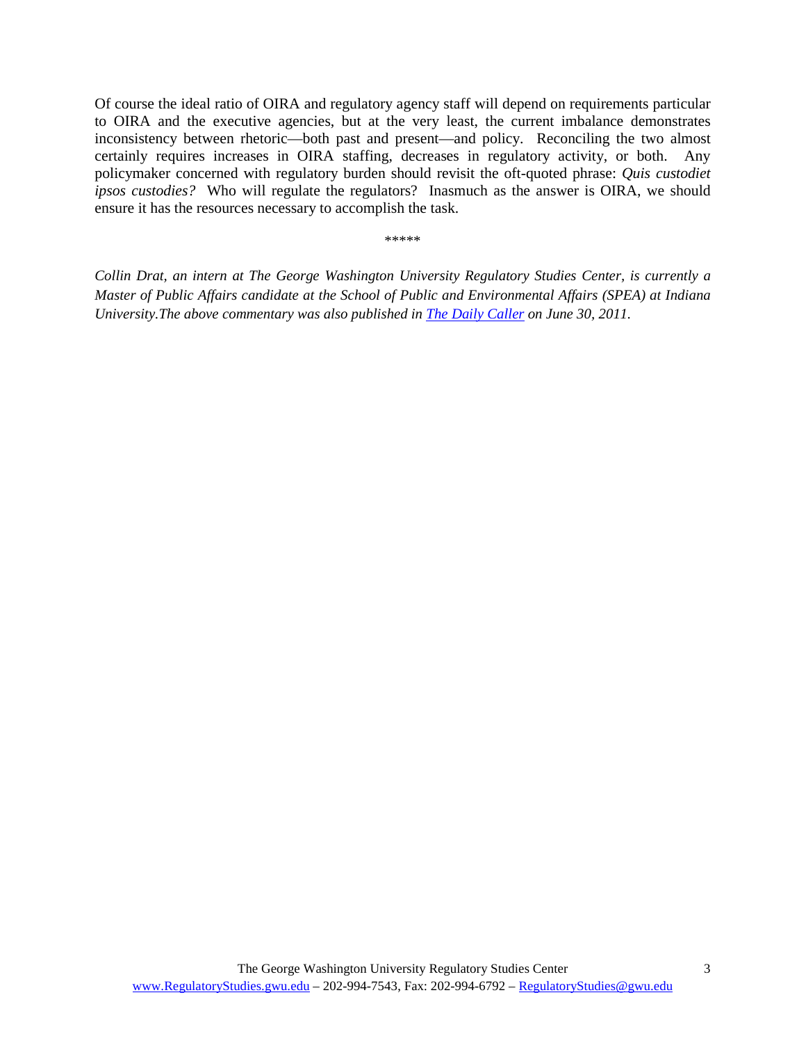Of course the ideal ratio of OIRA and regulatory agency staff will depend on requirements particular to OIRA and the executive agencies, but at the very least, the current imbalance demonstrates inconsistency between rhetoric—both past and present—and policy. Reconciling the two almost certainly requires increases in OIRA staffing, decreases in regulatory activity, or both. Any policymaker concerned with regulatory burden should revisit the oft-quoted phrase: *Quis custodiet ipsos custodies?* Who will regulate the regulators? Inasmuch as the answer is OIRA, we should ensure it has the resources necessary to accomplish the task.

*****

*Collin Drat, an intern at The George Washington University Regulatory Studies Center, is currently a Master of Public Affairs candidate at the School of Public and Environmental Affairs (SPEA) at Indiana University.The above commentary was also published in [The Daily Caller](The Daily Caller) on June 30, 2011.*